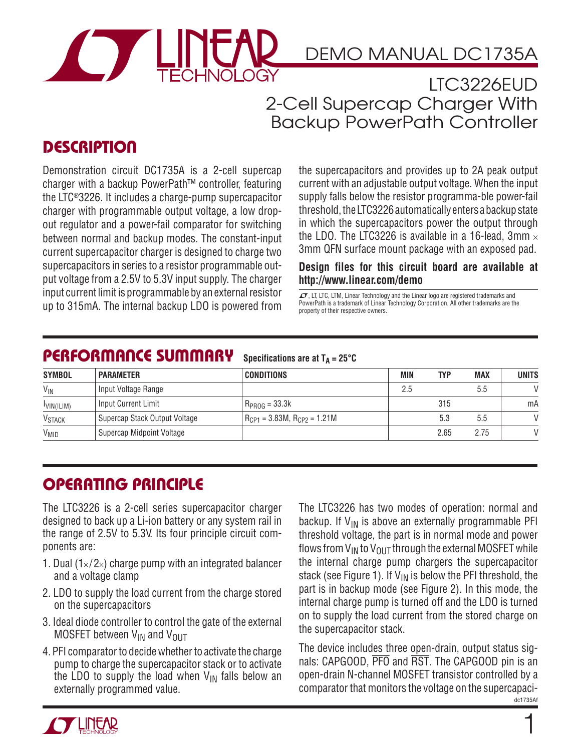# DEMO MANUAL DC1735A

## LTC3226EUD
## 2-Cell Supercap Charger With Backup PowerPath Controller

## DESCRIPTION

Demonstration circuit DC1735A is a 2-cell supercap charger with a backup PowerPath™ controller, featuring the LTC®3226. It includes a charge-pump supercapacitor charger with programmable output voltage, a low dropout regulator and a power-fail comparator for switching between normal and backup modes. The constant-input current supercapacitor charger is designed to charge two supercapacitors in series to a resistor programmable output voltage from a 2.5V to 5.3V input supply. The charger input current limit is programmable by an external resistor up to 315mA. The internal backup LDO is powered from the supercapacitors and provides up to 2A peak output current with an adjustable output voltage. When the input supply falls below the resistor programma-ble power-fail threshold, the LTC3226 automatically enters a backup state in which the supercapacitors power the output through the LDO. The LTC3226 is available in a 16-lead, 3mm × 3mm QFN surface mount package with an exposed pad.

**Design files for this circuit board are available at http://www.linear.com/demo**

LT, LTC, LTM, Linear Technology and the Linear logo are registered trademarks and PowerPath is a trademark of Linear Technology Corporation. All other trademarks are the property of their respective owners.

## PERFORMANCE SUMMARY Specifications are at $T_A = 25°C$

| SYMBOL | PARAMETER | CONDITIONS | MIN | TYP | MAX | UNITS |
|---|---|---|---|---|---|---|
| $V_{IN}$ | Input Voltage Range | | 2.5 | | 5.5 | V |
| $I_{VIN(ILIM)}$ | Input Current Limit | $R_{PROG}$ = 33.3k | | 315 | | mA |
| $V_{STACK}$ | Supercap Stack Output Voltage | $R_{CP1}$ = 3.83M, $R_{CP2}$ = 1.21M | | 5.3 | 5.5 | V |
| $V_{MID}$ | Supercap Midpoint Voltage | | | 2.65 | 2.75 | V |

## OPERATING PRINCIPLE

The LTC3226 is a 2-cell series supercapacitor charger designed to back up a Li-ion battery or any system rail in the range of 2.5V to 5.3V. Its four principle circuit components are:

1. Dual (1×/2×) charge pump with an integrated balancer and a voltage clamp
2. LDO to supply the load current from the charge stored on the supercapacitors
3. Ideal diode controller to control the gate of the external MOSFET between $V_{IN}$ and $V_{OUT}$
4. PFI comparator to decide whether to activate the charge pump to charge the supercapacitor stack or to activate the LDO to supply the load when $V_{IN}$ falls below an externally programmed value.

The LTC3226 has two modes of operation: normal and backup. If $V_{IN}$ is above an externally programmable PFI threshold voltage, the part is in normal mode and power flows from $V_{IN}$ to $V_{OUT}$ through the external MOSFET while the internal charge pump chargers the supercapacitor stack (see Figure 1). If $V_{IN}$ is below the PFI threshold, the part is in backup mode (see Figure 2). In this mode, the internal charge pump is turned off and the LDO is turned on to supply the load current from the stored charge on the supercapacitor stack.

The device includes three open-drain, output status signals: CAPGOOD, $\overline{PFO}$ and $\overline{RST}$. The CAPGOOD pin is an open-drain N-channel MOSFET transistor controlled by a comparator that monitors the voltage on the supercapaci-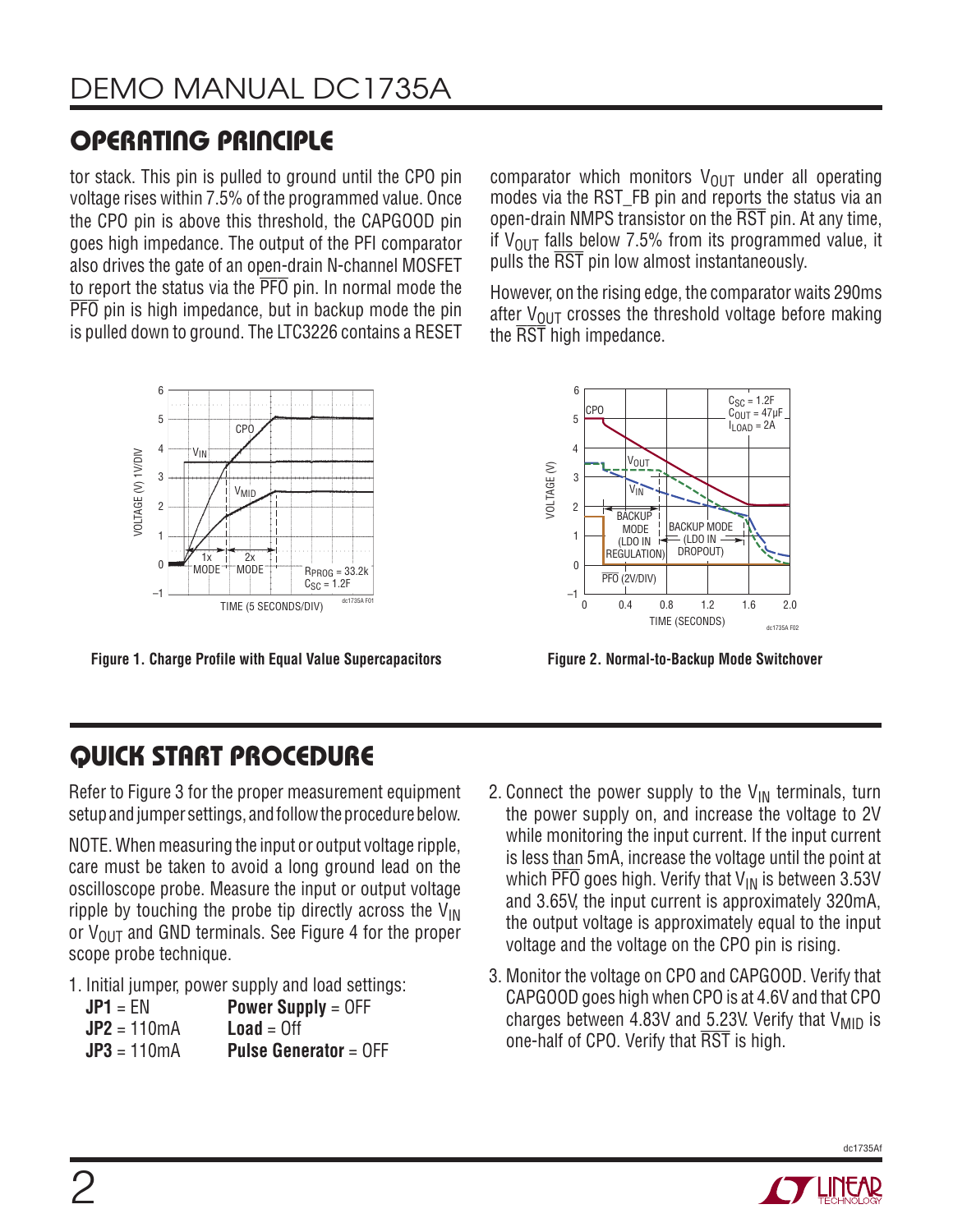## OPERATING PRINCIPLE

tor stack. This pin is pulled to ground until the CPO pin voltage rises within 7.5% of the programmed value. Once the CPO pin is above this threshold, the CAPGOOD pin goes high impedance. The output of the PFI comparator also drives the gate of an open-drain N-channel MOSFET to report the status via the $\overline{PFO}$ pin. In normal mode the $\overline{PFO}$ pin is high impedance, but in backup mode the pin is pulled down to ground. The LTC3226 contains a RESET comparator which monitors $V_{OUT}$ under all operating modes via the RST_FB pin and reports the status via an open-drain NMPS transistor on the $\overline{RST}$ pin. At any time, if $V_{OUT}$ falls below 7.5% from its programmed value, it pulls the $\overline{RST}$ pin low almost instantaneously.

However, on the rising edge, the comparator waits 290ms after $V_{OUT}$ crosses the threshold voltage before making the $\overline{RST}$ high impedance.

**Figure 1. Charge Profile with Equal Value Supercapacitors**

**Figure 2. Normal-to-Backup Mode Switchover**

## QUICK START PROCEDURE

Refer to Figure 3 for the proper measurement equipment setup and jumper settings, and follow the procedure below.

NOTE. When measuring the input or output voltage ripple, care must be taken to avoid a long ground lead on the oscilloscope probe. Measure the input or output voltage ripple by touching the probe tip directly across the $V_{IN}$ or $V_{OUT}$ and GND terminals. See Figure 4 for the proper scope probe technique.

1. Initial jumper, power supply and load settings:

| | |
|---|---|
| **JP1** = EN | **Power Supply** = OFF |
| **JP2** = 110mA | **Load** = Off |
| **JP3** = 110mA | **Pulse Generator** = OFF |

2. Connect the power supply to the $V_{IN}$ terminals, turn the power supply on, and increase the voltage to 2V while monitoring the input current. If the input current is less than 5mA, increase the voltage until the point at which $\overline{PFO}$ goes high. Verify that $V_{IN}$ is between 3.53V and 3.65V, the input current is approximately 320mA, the output voltage is approximately equal to the input voltage and the voltage on the CPO pin is rising.

3. Monitor the voltage on CPO and CAPGOOD. Verify that CAPGOOD goes high when CPO is at 4.6V and that CPO charges between 4.83V and 5.23V. Verify that $V_{MID}$ is one-half of CPO. Verify that $\overline{RST}$ is high.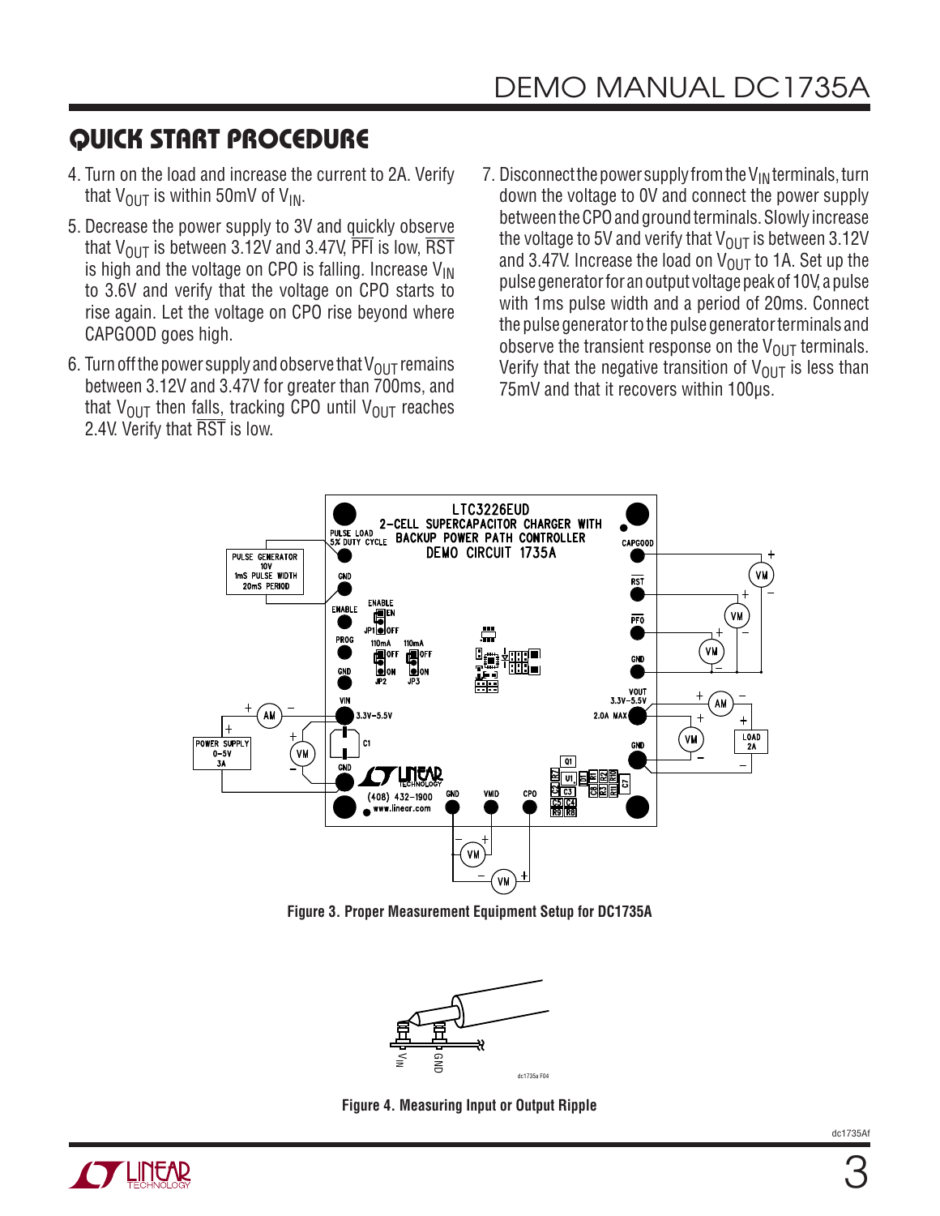## QUICK START PROCEDURE

4. Turn on the load and increase the current to 2A. Verify that $V_{OUT}$ is within 50mV of $V_{IN}$.

5. Decrease the power supply to 3V and quickly observe that $V_{OUT}$ is between 3.12V and 3.47V, $\overline{PFI}$ is low, $\overline{RST}$ is high and the voltage on CPO is falling. Increase $V_{IN}$ to 3.6V and verify that the voltage on CPO starts to rise again. Let the voltage on CPO rise beyond where CAPGOOD goes high.

6. Turn off the power supply and observe that $V_{OUT}$ remains between 3.12V and 3.47V for greater than 700ms, and that $V_{OUT}$ then falls, tracking CPO until $V_{OUT}$ reaches 2.4V. Verify that $\overline{RST}$ is low.

7. Disconnect the power supply from the $V_{IN}$ terminals, turn down the voltage to 0V and connect the power supply between the CPO and ground terminals. Slowly increase the voltage to 5V and verify that $V_{OUT}$ is between 3.12V and 3.47V. Increase the load on $V_{OUT}$ to 1A. Set up the pulse generator for an output voltage peak of 10V, a pulse with 1ms pulse width and a period of 20ms. Connect the pulse generator to the pulse generator terminals and observe the transient response on the $V_{OUT}$ terminals. Verify that the negative transition of $V_{OUT}$ is less than 75mV and that it recovers within 100μs.

**Figure 3. Proper Measurement Equipment Setup for DC1735A**

**Figure 4. Measuring Input or Output Ripple**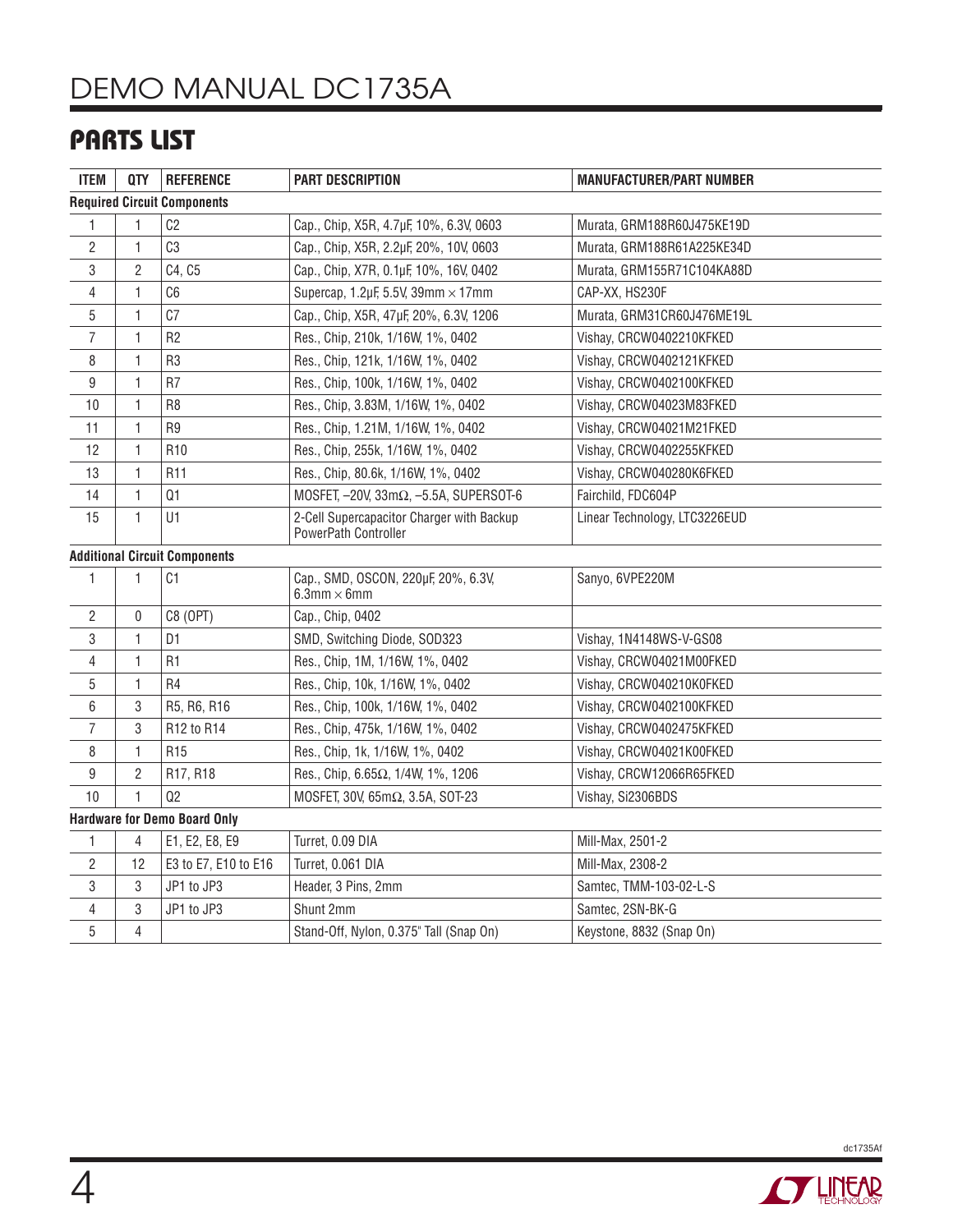## PARTS LIST

| ITEM | QTY | REFERENCE | PART DESCRIPTION | MANUFACTURER/PART NUMBER |
|---|---|---|---|---|
| **Required Circuit Components** | | | | |
| 1 | 1 | C2 | Cap., Chip, X5R, 4.7µF, 10%, 6.3V, 0603 | Murata, GRM188R60J475KE19D |
| 2 | 1 | C3 | Cap., Chip, X5R, 2.2µF, 20%, 10V, 0603 | Murata, GRM188R61A225KE34D |
| 3 | 2 | C4, C5 | Cap., Chip, X7R, 0.1µF, 10%, 16V, 0402 | Murata, GRM155R71C104KA88D |
| 4 | 1 | C6 | Supercap, 1.2µF, 5.5V, 39mm × 17mm | CAP-XX, HS230F |
| 5 | 1 | C7 | Cap., Chip, X5R, 47µF, 20%, 6.3V, 1206 | Murata, GRM31CR60J476ME19L |
| 7 | 1 | R2 | Res., Chip, 210k, 1/16W, 1%, 0402 | Vishay, CRCW0402210KFKED |
| 8 | 1 | R3 | Res., Chip, 121k, 1/16W, 1%, 0402 | Vishay, CRCW0402121KFKED |
| 9 | 1 | R7 | Res., Chip, 100k, 1/16W, 1%, 0402 | Vishay, CRCW0402100KFKED |
| 10 | 1 | R8 | Res., Chip, 3.83M, 1/16W, 1%, 0402 | Vishay, CRCW04023M83FKED |
| 11 | 1 | R9 | Res., Chip, 1.21M, 1/16W, 1%, 0402 | Vishay, CRCW04021M21FKED |
| 12 | 1 | R10 | Res., Chip, 255k, 1/16W, 1%, 0402 | Vishay, CRCW0402255KFKED |
| 13 | 1 | R11 | Res., Chip, 80.6k, 1/16W, 1%, 0402 | Vishay, CRCW040280K6FKED |
| 14 | 1 | Q1 | MOSFET, –20V, 33mΩ, –5.5A, SUPERSOT-6 | Fairchild, FDC604P |
| 15 | 1 | U1 | 2-Cell Supercapacitor Charger with Backup PowerPath Controller | Linear Technology, LTC3226EUD |
| **Additional Circuit Components** | | | | |
| 1 | 1 | C1 | Cap., SMD, OSCON, 220µF, 20%, 6.3V, 6.3mm × 6mm | Sanyo, 6VPE220M |
| 2 | 0 | C8 (OPT) | Cap., Chip, 0402 | |
| 3 | 1 | D1 | SMD, Switching Diode, SOD323 | Vishay, 1N4148WS-V-GS08 |
| 4 | 1 | R1 | Res., Chip, 1M, 1/16W, 1%, 0402 | Vishay, CRCW04021M00FKED |
| 5 | 1 | R4 | Res., Chip, 10k, 1/16W, 1%, 0402 | Vishay, CRCW040210K0FKED |
| 6 | 3 | R5, R6, R16 | Res., Chip, 100k, 1/16W, 1%, 0402 | Vishay, CRCW0402100KFKED |
| 7 | 3 | R12 to R14 | Res., Chip, 475k, 1/16W, 1%, 0402 | Vishay, CRCW0402475KFKED |
| 8 | 1 | R15 | Res., Chip, 1k, 1/16W, 1%, 0402 | Vishay, CRCW04021K00FKED |
| 9 | 2 | R17, R18 | Res., Chip, 6.65Ω, 1/4W, 1%, 1206 | Vishay, CRCW12066R65FKED |
| 10 | 1 | Q2 | MOSFET, 30V, 65mΩ, 3.5A, SOT-23 | Vishay, Si2306BDS |
| **Hardware for Demo Board Only** | | | | |
| 1 | 4 | E1, E2, E8, E9 | Turret, 0.09 DIA | Mill-Max, 2501-2 |
| 2 | 12 | E3 to E7, E10 to E16 | Turret, 0.061 DIA | Mill-Max, 2308-2 |
| 3 | 3 | JP1 to JP3 | Header, 3 Pins, 2mm | Samtec, TMM-103-02-L-S |
| 4 | 3 | JP1 to JP3 | Shunt 2mm | Samtec, 2SN-BK-G |
| 5 | 4 | | Stand-Off, Nylon, 0.375" Tall (Snap On) | Keystone, 8832 (Snap On) |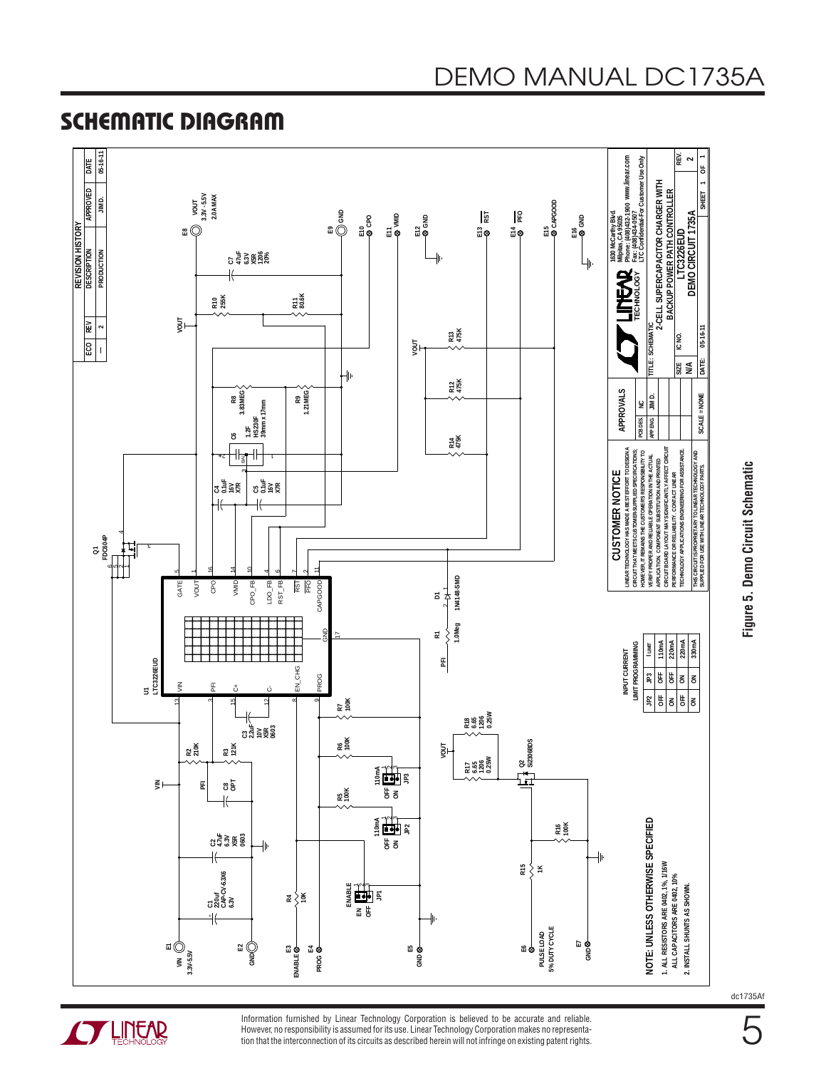## SCHEMATIC DIAGRAM

| REVISION HISTORY | | | | |
|---|---|---|---|---|
| ECO | REV | DESCRIPTION | APPROVED | DATE |
| — | 2 | PRODUCTION | JIM D. | 05-16-11 |

INPUT CURRENT LIMIT PROGRAMMING

| JP2 | JP3 | I LIMIT |
|---|---|---|
| OFF | OFF | 110mA |
| ON | OFF | 220mA |
| OFF | ON | 220mA |
| ON | ON | 330mA |

**NOTE: UNLESS OTHERWISE SPECIFIED**

1. ALL RESISTORS ARE 0402, 1%, 1/16W
   ALL CAPACITORS ARE 0402, 10%
2. INSTALL SHUNTS AS SHOWN.

**CUSTOMER NOTICE**

LINEAR TECHNOLOGY HAS MADE A BEST EFFORT TO DESIGN A CIRCUIT THAT MEETS CUSTOMER-SUPPLIED SPECIFICATIONS; HOWEVER, IT REMAINS THE CUSTOMERS RESPONSIBILITY TO VERIFY PROPER AND RELIABLE OPERATION IN THE ACTUAL APPLICATION. COMPONENT SUBSTITUTION AND PRINTED CIRCUIT BOARD LAYOUT MAY SIGNIFICANTLY AFFECT CIRCUIT PERFORMANCE OR RELIABILITY. CONTACT LINEAR TECHNOLOGY APPLICATIONS ENGINEERING FOR ASSISTANCE.

THIS CIRCUIT IS PROPRIETARY TO LINEAR TECHNOLOGY AND SUPPLIED FOR USE WITH LINEAR TECHNOLOGY PARTS.

| APPROVALS | |
|---|---|
| PCB DES. | NC |
| APP ENG. | JIM D. |

1630 McCarthy Blvd.
Milpitas, CA 95035
Phone: (408)432-1900 www.linear.com
Fax: (408)434-0507
LTC Confidential-For Customer Use Only

TITLE: SCHEMATIC
2-CELL SUPERCAPACITOR CHARGER WITH BACKUP POWER PATH CONTROLLER
SIZE: N/A IC NO.: LTC3226EUD REV.: 2
DEMO CIRCUIT 1735A
SCALE = NONE DATE: 05-16-11 SHEET 1 OF 1

Figure 5. Demo Circuit Schematic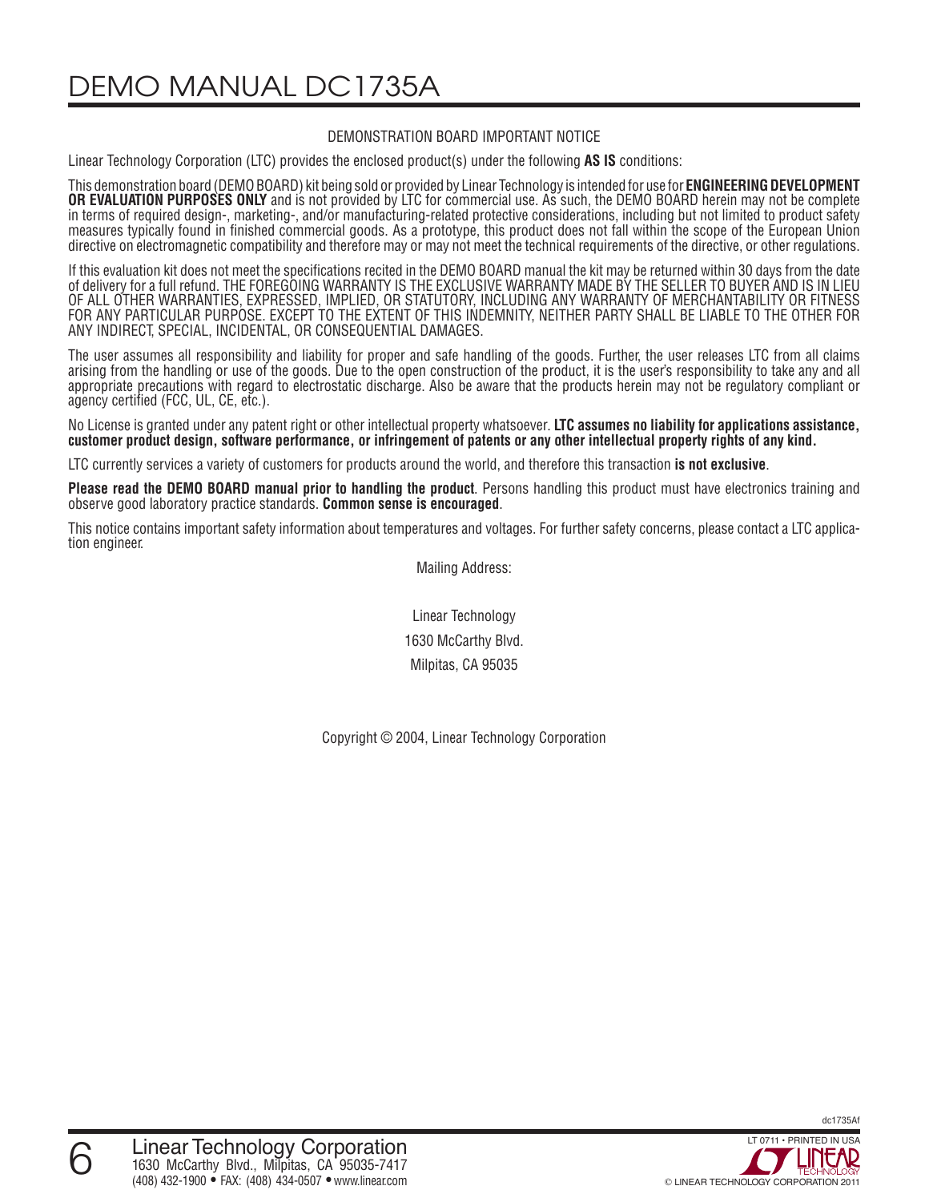DEMONSTRATION BOARD IMPORTANT NOTICE

Linear Technology Corporation (LTC) provides the enclosed product(s) under the following **AS IS** conditions:

This demonstration board (DEMO BOARD) kit being sold or provided by Linear Technology is intended for use for **ENGINEERING DEVELOPMENT OR EVALUATION PURPOSES ONLY** and is not provided by LTC for commercial use. As such, the DEMO BOARD herein may not be complete in terms of required design-, marketing-, and/or manufacturing-related protective considerations, including but not limited to product safety measures typically found in finished commercial goods. As a prototype, this product does not fall within the scope of the European Union directive on electromagnetic compatibility and therefore may or may not meet the technical requirements of the directive, or other regulations.

If this evaluation kit does not meet the specifications recited in the DEMO BOARD manual the kit may be returned within 30 days from the date of delivery for a full refund. THE FOREGOING WARRANTY IS THE EXCLUSIVE WARRANTY MADE BY THE SELLER TO BUYER AND IS IN LIEU OF ALL OTHER WARRANTIES, EXPRESSED, IMPLIED, OR STATUTORY, INCLUDING ANY WARRANTY OF MERCHANTABILITY OR FITNESS FOR ANY PARTICULAR PURPOSE. EXCEPT TO THE EXTENT OF THIS INDEMNITY, NEITHER PARTY SHALL BE LIABLE TO THE OTHER FOR ANY INDIRECT, SPECIAL, INCIDENTAL, OR CONSEQUENTIAL DAMAGES.

The user assumes all responsibility and liability for proper and safe handling of the goods. Further, the user releases LTC from all claims arising from the handling or use of the goods. Due to the open construction of the product, it is the user's responsibility to take any and all appropriate precautions with regard to electrostatic discharge. Also be aware that the products herein may not be regulatory compliant or agency certified (FCC, UL, CE, etc.).

No License is granted under any patent right or other intellectual property whatsoever. **LTC assumes no liability for applications assistance, customer product design, software performance, or infringement of patents or any other intellectual property rights of any kind.**

LTC currently services a variety of customers for products around the world, and therefore this transaction **is not exclusive**.

**Please read the DEMO BOARD manual prior to handling the product**. Persons handling this product must have electronics training and observe good laboratory practice standards. **Common sense is encouraged**.

This notice contains important safety information about temperatures and voltages. For further safety concerns, please contact a LTC application engineer.

Mailing Address:

Linear Technology
1630 McCarthy Blvd.
Milpitas, CA 95035

Copyright © 2004, Linear Technology Corporation

Linear Technology Corporation
1630 McCarthy Blvd., Milpitas, CA 95035-7417
(408) 432-1900 • FAX: (408) 434-0507 • www.linear.com

LT 0711 • PRINTED IN USA
© LINEAR TECHNOLOGY CORPORATION 2011